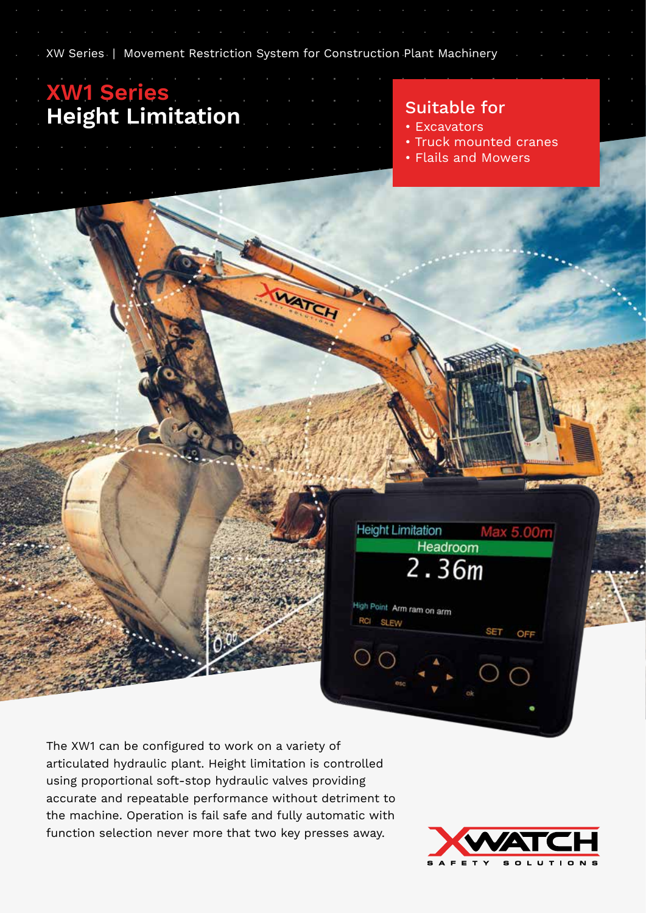XW Series | Movement Restriction System for Construction Plant Machinery

# XW1 Series
# Height Limitation

## Suitable for

- Excavators
- Truck mounted cranes
- Flails and Mowers

The XW1 can be configured to work on a variety of articulated hydraulic plant. Height limitation is controlled using proportional soft-stop hydraulic valves providing accurate and repeatable performance without detriment to the machine. Operation is fail safe and fully automatic with function selection never more that two key presses away.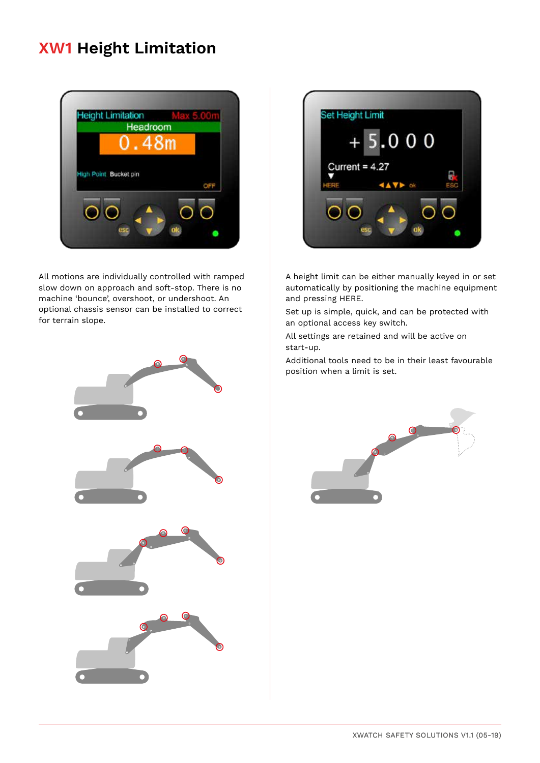# XW1 Height Limitation

All motions are individually controlled with ramped slow down on approach and soft-stop. There is no machine 'bounce', overshoot, or undershoot. An optional chassis sensor can be installed to correct for terrain slope.

A height limit can be either manually keyed in or set automatically by positioning the machine equipment and pressing HERE.

Set up is simple, quick, and can be protected with an optional access key switch.

All settings are retained and will be active on start-up.

Additional tools need to be in their least favourable position when a limit is set.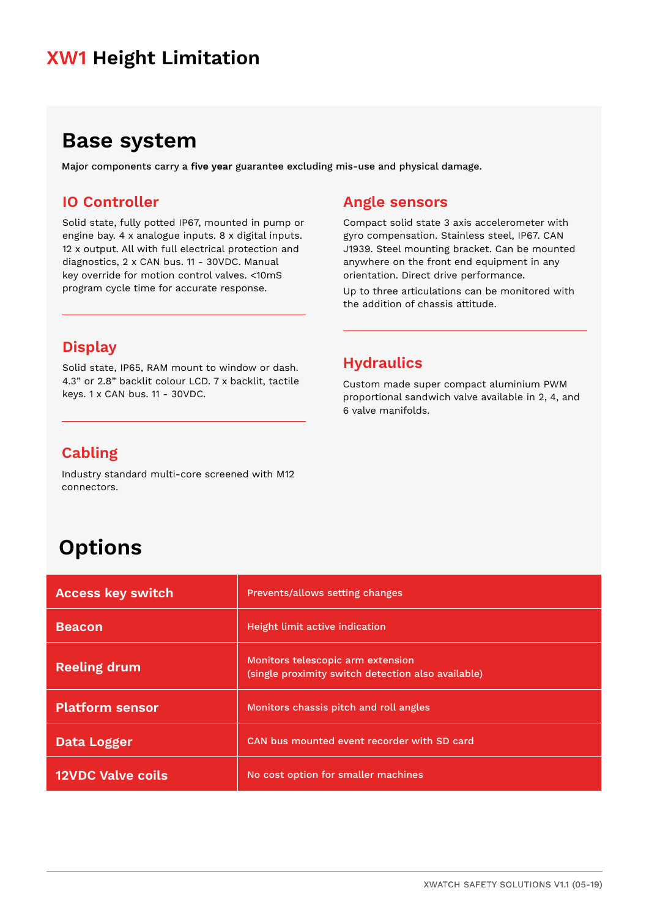# XW1 Height Limitation

## Base system

Major components carry a **five year** guarantee excluding mis-use and physical damage.

### IO Controller

Solid state, fully potted IP67, mounted in pump or engine bay. 4 x analogue inputs. 8 x digital inputs. 12 x output. All with full electrical protection and diagnostics, 2 x CAN bus. 11 - 30VDC. Manual key override for motion control valves. <10mS program cycle time for accurate response.

### Display

Solid state, IP65, RAM mount to window or dash. 4.3" or 2.8" backlit colour LCD. 7 x backlit, tactile keys. 1 x CAN bus. 11 - 30VDC.

### Cabling

Industry standard multi-core screened with M12 connectors.

### Angle sensors

Compact solid state 3 axis accelerometer with gyro compensation. Stainless steel, IP67. CAN J1939. Steel mounting bracket. Can be mounted anywhere on the front end equipment in any orientation. Direct drive performance.

Up to three articulations can be monitored with the addition of chassis attitude.

### Hydraulics

Custom made super compact aluminium PWM proportional sandwich valve available in 2, 4, and 6 valve manifolds.

## Options

| | |
|---|---|
| **Access key switch** | Prevents/allows setting changes |
| **Beacon** | Height limit active indication |
| **Reeling drum** | Monitors telescopic arm extension (single proximity switch detection also available) |
| **Platform sensor** | Monitors chassis pitch and roll angles |
| **Data Logger** | CAN bus mounted event recorder with SD card |
| **12VDC Valve coils** | No cost option for smaller machines |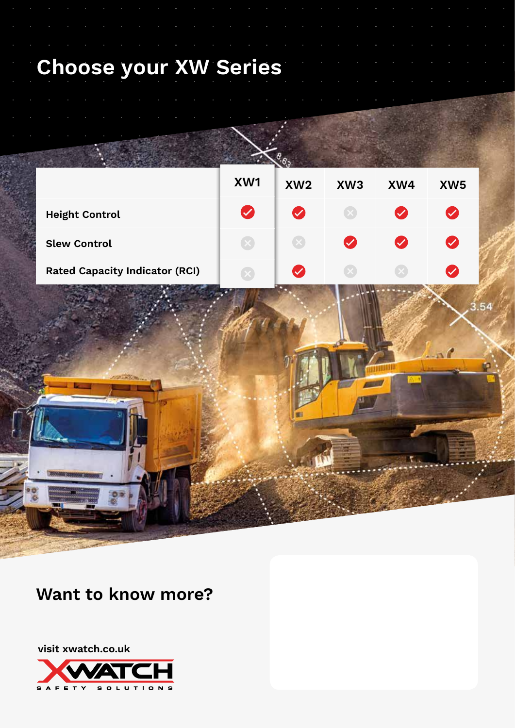# Choose your XW Series

| | XW1 | XW2 | XW3 | XW4 | XW5 |
|---|---|---|---|---|---|
| Height Control | ✓ | ✓ | ✗ | ✓ | ✓ |
| Slew Control | ✗ | ✗ | ✓ | ✓ | ✓ |
| Rated Capacity Indicator (RCI) | ✗ | ✓ | ✗ | ✗ | ✓ |

## Want to know more?

visit xwatch.co.uk

XWATCH SAFETY SOLUTIONS